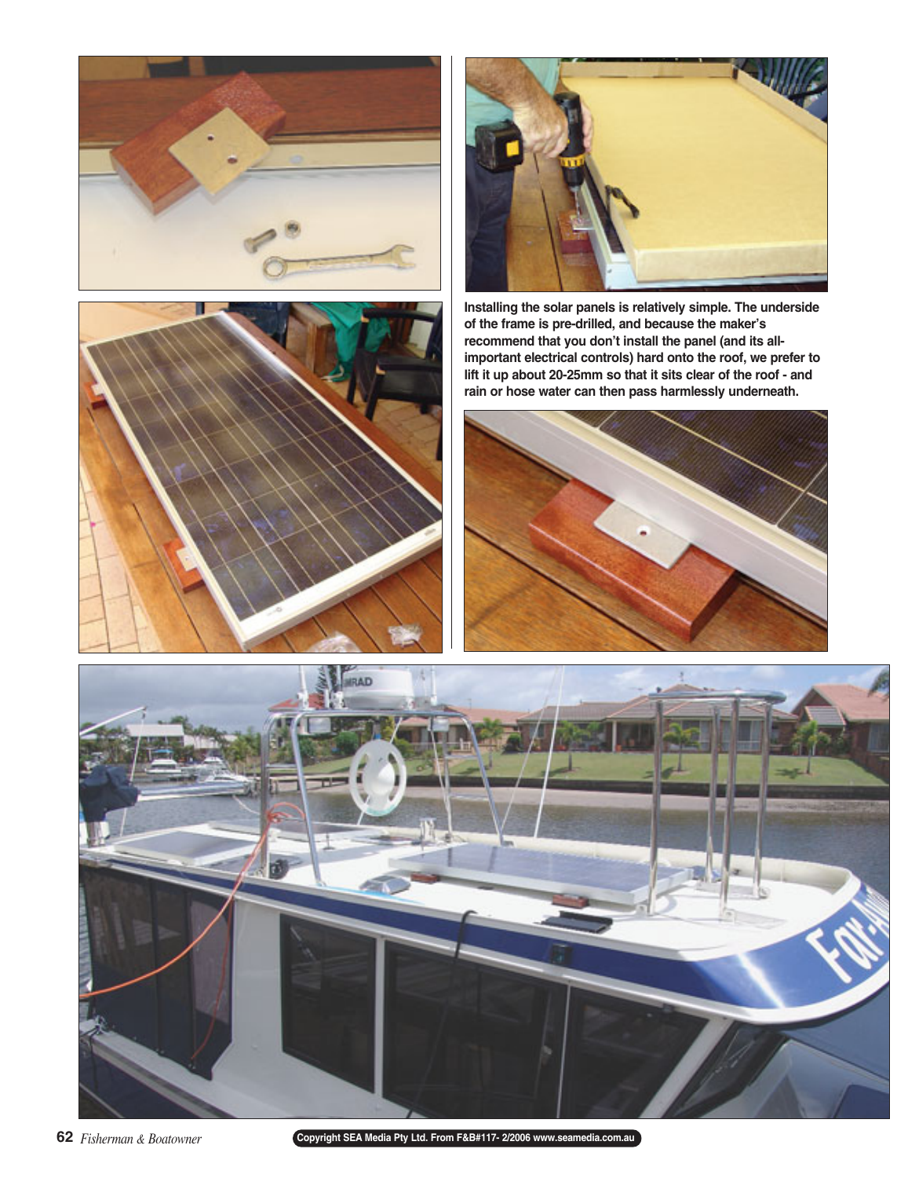Installing the solar panels is relatively simple. The underside of the frame is pre-drilled, and because the maker's recommend that you don't install the panel (and its all-important electrical controls) hard onto the roof, we prefer to lift it up about 20-25mm so that it sits clear of the roof - and rain or hose water can then pass harmlessly underneath.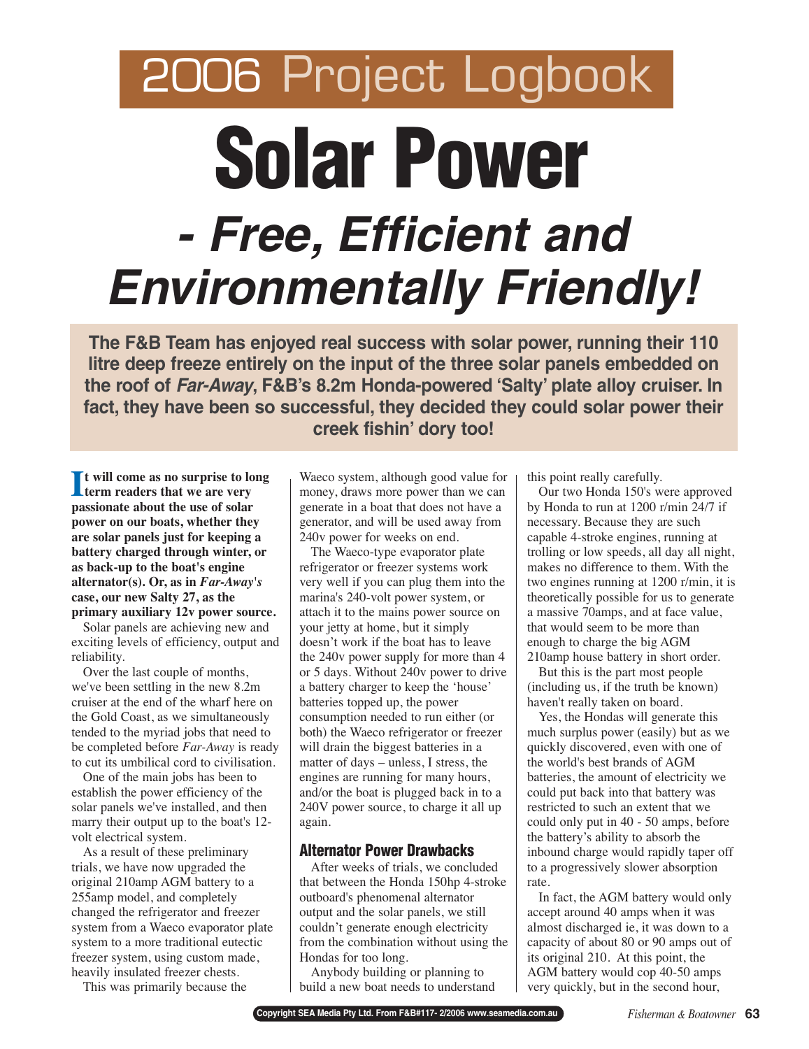# 2006 Project Logbook

# Solar Power

## *- Free, Efficient and Environmentally Friendly!*

**The F&B Team has enjoyed real success with solar power, running their 110 litre deep freeze entirely on the input of the three solar panels embedded on the roof of *Far-Away*, F&B's 8.2m Honda-powered 'Salty' plate alloy cruiser. In fact, they have been so successful, they decided they could solar power their creek fishin' dory too!**

**It will come as no surprise to long term readers that we are very passionate about the use of solar power on our boats, whether they are solar panels just for keeping a battery charged through winter, or as back-up to the boat's engine alternator(s). Or, as in *Far-Away's* case, our new Salty 27, as the primary auxiliary 12v power source.**

Solar panels are achieving new and exciting levels of efficiency, output and reliability.

Over the last couple of months, we've been settling in the new 8.2m cruiser at the end of the wharf here on the Gold Coast, as we simultaneously tended to the myriad jobs that need to be completed before *Far-Away* is ready to cut its umbilical cord to civilisation.

One of the main jobs has been to establish the power efficiency of the solar panels we've installed, and then marry their output up to the boat's 12-volt electrical system.

As a result of these preliminary trials, we have now upgraded the original 210amp AGM battery to a 255amp model, and completely changed the refrigerator and freezer system from a Waeco evaporator plate system to a more traditional eutectic freezer system, using custom made, heavily insulated freezer chests.

This was primarily because the Waeco system, although good value for money, draws more power than we can generate in a boat that does not have a generator, and will be used away from 240v power for weeks on end.

The Waeco-type evaporator plate refrigerator or freezer systems work very well if you can plug them into the marina's 240-volt power system, or attach it to the mains power source on your jetty at home, but it simply doesn't work if the boat has to leave the 240v power supply for more than 4 or 5 days. Without 240v power to drive a battery charger to keep the 'house' batteries topped up, the power consumption needed to run either (or both) the Waeco refrigerator or freezer will drain the biggest batteries in a matter of days – unless, I stress, the engines are running for many hours, and/or the boat is plugged back in to a 240V power source, to charge it all up again.

### Alternator Power Drawbacks

After weeks of trials, we concluded that between the Honda 150hp 4-stroke outboard's phenomenal alternator output and the solar panels, we still couldn't generate enough electricity from the combination without using the Hondas for too long.

Anybody building or planning to build a new boat needs to understand this point really carefully.

Our two Honda 150's were approved by Honda to run at 1200 r/min 24/7 if necessary. Because they are such capable 4-stroke engines, running at trolling or low speeds, all day all night, makes no difference to them. With the two engines running at 1200 r/min, it is theoretically possible for us to generate a massive 70amps, and at face value, that would seem to be more than enough to charge the big AGM 210amp house battery in short order.

But this is the part most people (including us, if the truth be known) haven't really taken on board.

Yes, the Hondas will generate this much surplus power (easily) but as we quickly discovered, even with one of the world's best brands of AGM batteries, the amount of electricity we could put back into that battery was restricted to such an extent that we could only put in 40 - 50 amps, before the battery's ability to absorb the inbound charge would rapidly taper off to a progressively slower absorption rate.

In fact, the AGM battery would only accept around 40 amps when it was almost discharged ie, it was down to a capacity of about 80 or 90 amps out of its original 210. At this point, the AGM battery would cop 40-50 amps very quickly, but in the second hour,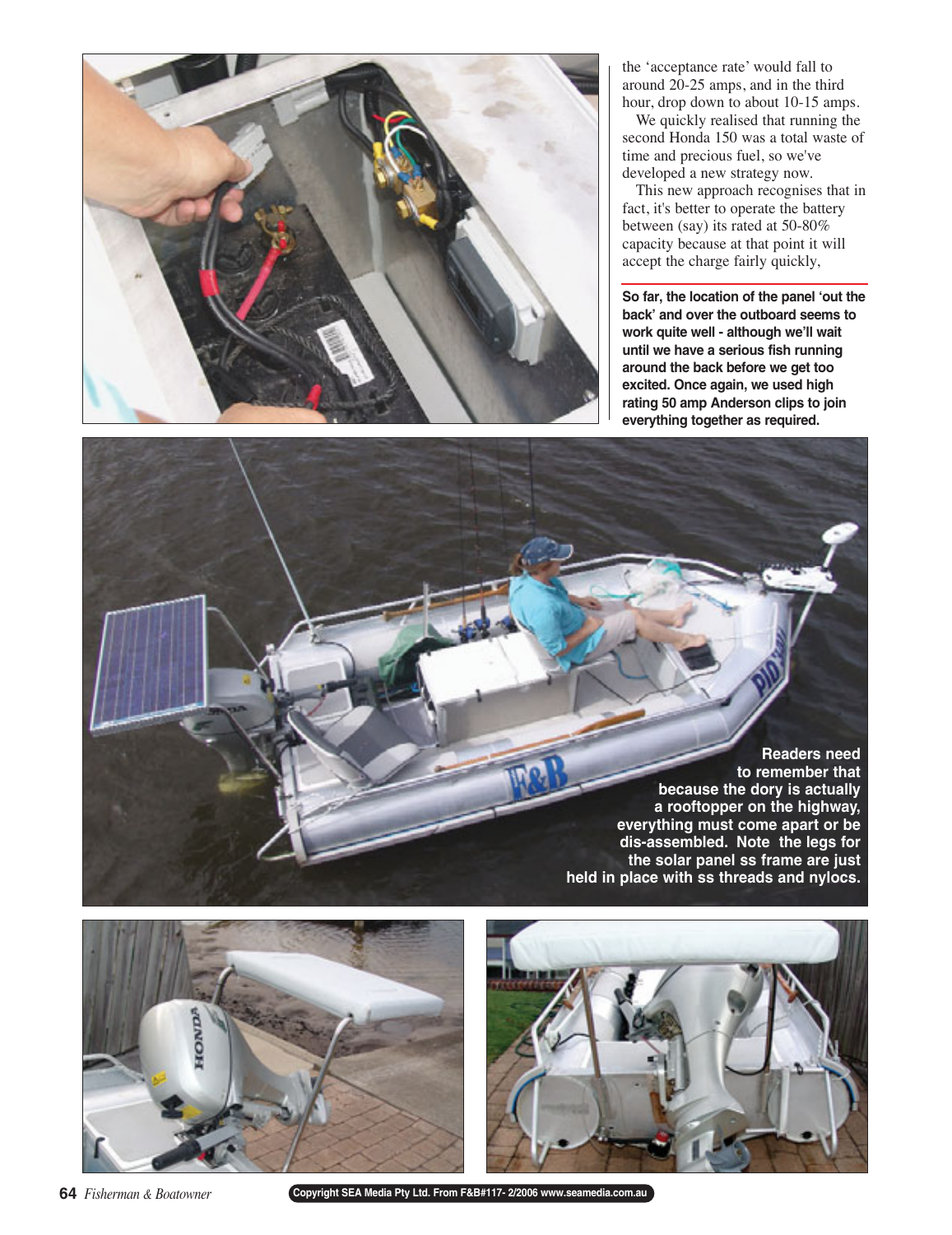the 'acceptance rate' would fall to around 20-25 amps, and in the third hour, drop down to about 10-15 amps.

We quickly realised that running the second Honda 150 was a total waste of time and precious fuel, so we've developed a new strategy now.

This new approach recognises that in fact, it's better to operate the battery between (say) its rated at 50-80% capacity because at that point it will accept the charge fairly quickly,

**So far, the location of the panel 'out the back' and over the outboard seems to work quite well - although we'll wait until we have a serious fish running around the back before we get too excited. Once again, we used high rating 50 amp Anderson clips to join everything together as required.**

**Readers need to remember that because the dory is actually a rooftopper on the highway, everything must come apart or be dis-assembled. Note the legs for the solar panel ss frame are just held in place with ss threads and nylocs.**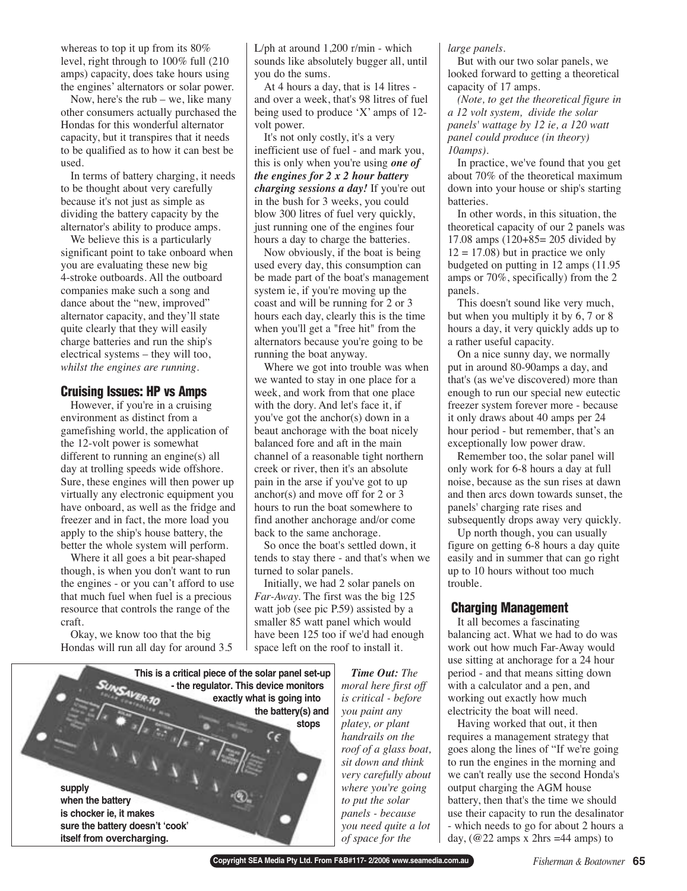whereas to top it up from its 80% level, right through to 100% full (210 amps) capacity, does take hours using the engines' alternators or solar power.

Now, here's the rub – we, like many other consumers actually purchased the Hondas for this wonderful alternator capacity, but it transpires that it needs to be qualified as to how it can best be used.

In terms of battery charging, it needs to be thought about very carefully because it's not just as simple as dividing the battery capacity by the alternator's ability to produce amps.

We believe this is a particularly significant point to take onboard when you are evaluating these new big 4-stroke outboards. All the outboard companies make such a song and dance about the "new, improved" alternator capacity, and they'll state quite clearly that they will easily charge batteries and run the ship's electrical systems – they will too, *whilst the engines are running.*

## Cruising Issues: HP vs Amps

However, if you're in a cruising environment as distinct from a gamefishing world, the application of the 12-volt power is somewhat different to running an engine(s) all day at trolling speeds wide offshore. Sure, these engines will then power up virtually any electronic equipment you have onboard, as well as the fridge and freezer and in fact, the more load you apply to the ship's house battery, the better the whole system will perform.

Where it all goes a bit pear-shaped though, is when you don't want to run the engines - or you can't afford to use that much fuel when fuel is a precious resource that controls the range of the craft.

Okay, we know too that the big Hondas will run all day for around 3.5 L/ph at around 1,200 r/min - which sounds like absolutely bugger all, until you do the sums.

At 4 hours a day, that is 14 litres - and over a week, that's 98 litres of fuel being used to produce 'X' amps of 12-volt power.

It's not only costly, it's a very inefficient use of fuel - and mark you, this is only when you're using ***one of the engines for 2 x 2 hour battery charging sessions a day!*** If you're out in the bush for 3 weeks, you could blow 300 litres of fuel very quickly, just running one of the engines four hours a day to charge the batteries.

Now obviously, if the boat is being used every day, this consumption can be made part of the boat's management system ie, if you're moving up the coast and will be running for 2 or 3 hours each day, clearly this is the time when you'll get a "free hit" from the alternators because you're going to be running the boat anyway.

Where we got into trouble was when we wanted to stay in one place for a week, and work from that one place with the dory. And let's face it, if you've got the anchor(s) down in a beaut anchorage with the boat nicely balanced fore and aft in the main channel of a reasonable tight northern creek or river, then it's an absolute pain in the arse if you've got to up anchor(s) and move off for 2 or 3 hours to run the boat somewhere to find another anchorage and/or come back to the same anchorage.

So once the boat's settled down, it tends to stay there - and that's when we turned to solar panels.

Initially, we had 2 solar panels on *Far-Away*. The first was the big 125 watt job (see pic P.59) assisted by a smaller 85 watt panel which would have been 125 too if we'd had enough space left on the roof to install it.

This is a critical piece of the solar panel set-up - the regulator. This device monitors exactly what is going into the battery(s) and stops supply when the battery is chocker ie, it makes sure the battery doesn't 'cook' itself from overcharging.

*Time Out: The moral here first off is critical - before you paint any platey, or plant handrails on the roof of a glass boat, sit down and think very carefully about where you're going to put the solar panels - because you need quite a lot of space for the large panels.*

But with our two solar panels, we looked forward to getting a theoretical capacity of 17 amps.

*(Note, to get the theoretical figure in a 12 volt system, divide the solar panels' wattage by 12 ie, a 120 watt panel could produce (in theory) 10amps).*

In practice, we've found that you get about 70% of the theoretical maximum down into your house or ship's starting batteries.

In other words, in this situation, the theoretical capacity of our 2 panels was 17.08 amps (120+85= 205 divided by 12 = 17.08) but in practice we only budgeted on putting in 12 amps (11.95 amps or 70%, specifically) from the 2 panels.

This doesn't sound like very much, but when you multiply it by 6, 7 or 8 hours a day, it very quickly adds up to a rather useful capacity.

On a nice sunny day, we normally put in around 80-90amps a day, and that's (as we've discovered) more than enough to run our special new eutectic freezer system forever more - because it only draws about 40 amps per 24 hour period - but remember, that's an exceptionally low power draw.

Remember too, the solar panel will only work for 6-8 hours a day at full noise, because as the sun rises at dawn and then arcs down towards sunset, the panels' charging rate rises and subsequently drops away very quickly.

Up north though, you can usually figure on getting 6-8 hours a day quite easily and in summer that can go right up to 10 hours without too much trouble.

## Charging Management

It all becomes a fascinating balancing act. What we had to do was work out how much Far-Away would use sitting at anchorage for a 24 hour period - and that means sitting down with a calculator and a pen, and working out exactly how much electricity the boat will need.

Having worked that out, it then requires a management strategy that goes along the lines of "If we're going to run the engines in the morning and we can't really use the second Honda's output charging the AGM house battery, then that's the time we should use their capacity to run the desalinator - which needs to go for about 2 hours a day, (@22 amps x 2hrs =44 amps) to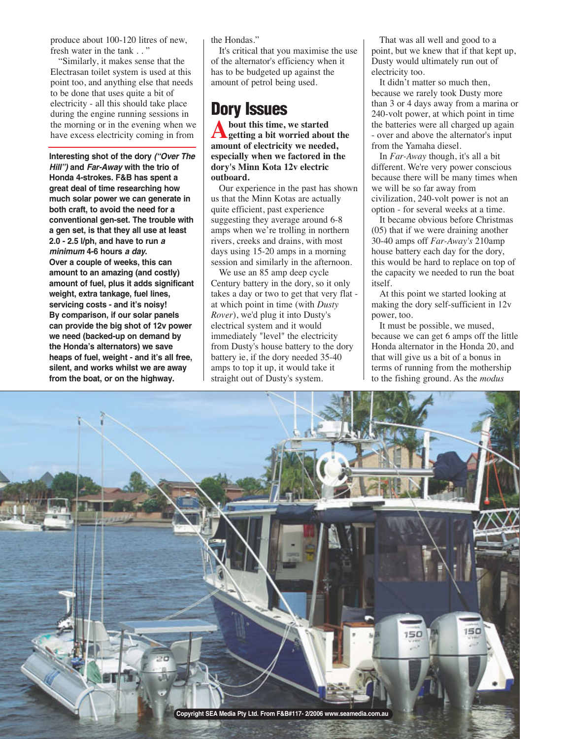produce about 100-120 litres of new, fresh water in the tank . . "

"Similarly, it makes sense that the Electrasan toilet system is used at this point too, and anything else that needs to be done that uses quite a bit of electricity - all this should take place during the engine running sessions in the morning or in the evening when we have excess electricity coming in from the Hondas."

It's critical that you maximise the use of the alternator's efficiency when it has to be budgeted up against the amount of petrol being used.

**Interesting shot of the dory *("Over The Hill")* and *Far-Away* with the trio of Honda 4-strokes. F&B has spent a great deal of time researching how much solar power we can generate in both craft, to avoid the need for a conventional gen-set. The trouble with a gen set, is that they all use at least 2.0 - 2.5 l/ph, and have to run *a minimum* 4-6 hours *a day*. Over a couple of weeks, this can amount to an amazing (and costly) amount of fuel, plus it adds significant weight, extra tankage, fuel lines, servicing costs - and it's noisy! By comparison, if our solar panels can provide the big shot of 12v power we need (backed-up on demand by the Honda's alternators) we save heaps of fuel, weight - and it's all free, silent, and works whilst we are away from the boat, or on the highway.**

## Dory Issues

**About this time, we started getting a bit worried about the amount of electricity we needed, especially when we factored in the dory's Minn Kota 12v electric outboard.**

Our experience in the past has shown us that the Minn Kotas are actually quite efficient, past experience suggesting they average around 6-8 amps when we're trolling in northern rivers, creeks and drains, with most days using 15-20 amps in a morning session and similarly in the afternoon.

We use an 85 amp deep cycle Century battery in the dory, so it only takes a day or two to get that very flat - at which point in time (with *Dusty Rover*), we'd plug it into Dusty's electrical system and it would immediately "level" the electricity from Dusty's house battery to the dory battery ie, if the dory needed 35-40 amps to top it up, it would take it straight out of Dusty's system.

That was all well and good to a point, but we knew that if that kept up, Dusty would ultimately run out of electricity too.

It didn't matter so much then, because we rarely took Dusty more than 3 or 4 days away from a marina or 240-volt power, at which point in time the batteries were all charged up again - over and above the alternator's input from the Yamaha diesel.

In *Far-Away* though, it's all a bit different. We're very power conscious because there will be many times when we will be so far away from civilization, 240-volt power is not an option - for several weeks at a time.

It became obvious before Christmas (05) that if we were draining another 30-40 amps off *Far-Away's* 210amp house battery each day for the dory, this would be hard to replace on top of the capacity we needed to run the boat itself.

At this point we started looking at making the dory self-sufficient in 12v power, too.

It must be possible, we mused, because we can get 6 amps off the little Honda alternator in the Honda 20, and that will give us a bit of a bonus in terms of running from the mothership to the fishing ground. As the *modus*

Copyright SEA Media Pty Ltd. From F&B#117- 2/2006 www.seamedia.com.au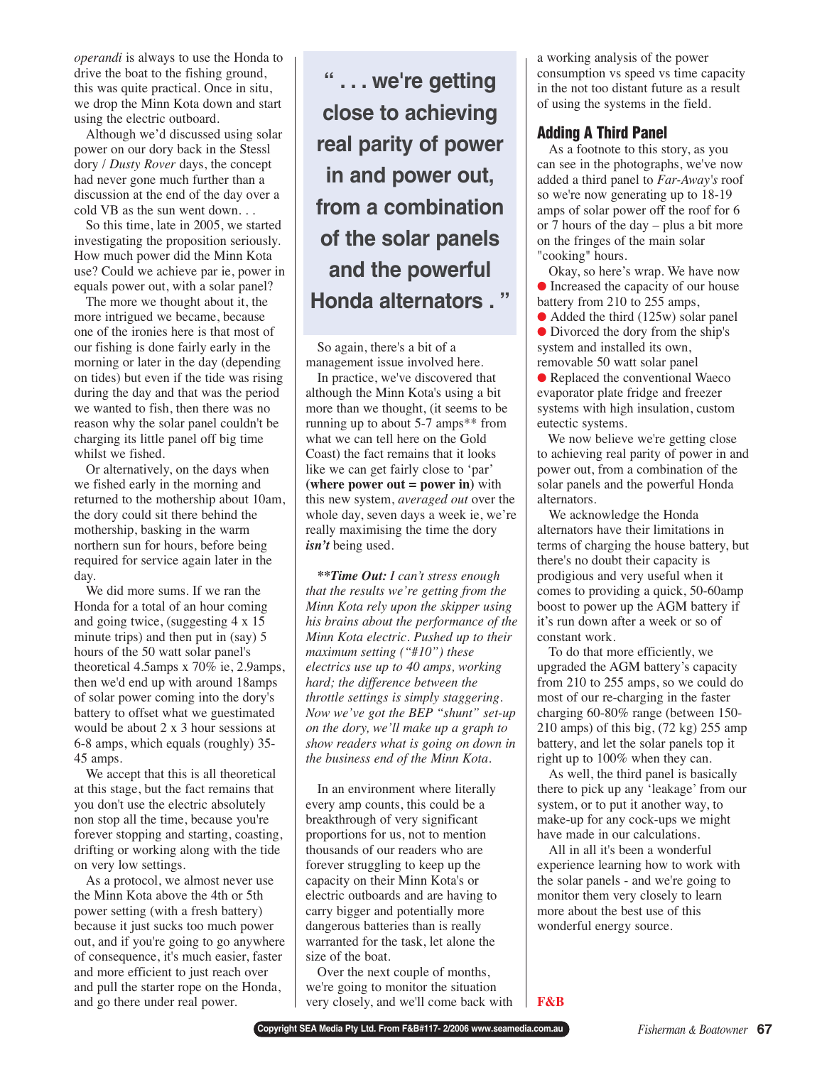*operandi* is always to use the Honda to drive the boat to the fishing ground, this was quite practical. Once in situ, we drop the Minn Kota down and start using the electric outboard.

Although we'd discussed using solar power on our dory back in the Stessl dory / *Dusty Rover* days, the concept had never gone much further than a discussion at the end of the day over a cold VB as the sun went down. . .

So this time, late in 2005, we started investigating the proposition seriously. How much power did the Minn Kota use? Could we achieve par ie, power in equals power out, with a solar panel?

The more we thought about it, the more intrigued we became, because one of the ironies here is that most of our fishing is done fairly early in the morning or later in the day (depending on tides) but even if the tide was rising during the day and that was the period we wanted to fish, then there was no reason why the solar panel couldn't be charging its little panel off big time whilst we fished.

Or alternatively, on the days when we fished early in the morning and returned to the mothership about 10am, the dory could sit there behind the mothership, basking in the warm northern sun for hours, before being required for service again later in the day.

We did more sums. If we ran the Honda for a total of an hour coming and going twice, (suggesting 4 x 15 minute trips) and then put in (say) 5 hours of the 50 watt solar panel's theoretical 4.5amps x 70% ie, 2.9amps, then we'd end up with around 18amps of solar power coming into the dory's battery to offset what we guestimated would be about 2 x 3 hour sessions at 6-8 amps, which equals (roughly) 35-45 amps.

We accept that this is all theoretical at this stage, but the fact remains that you don't use the electric absolutely non stop all the time, because you're forever stopping and starting, coasting, drifting or working along with the tide on very low settings.

As a protocol, we almost never use the Minn Kota above the 4th or 5th power setting (with a fresh battery) because it just sucks too much power out, and if you're going to go anywhere of consequence, it's much easier, faster and more efficient to just reach over and pull the starter rope on the Honda, and go there under real power.

> **" . . . we're getting close to achieving real parity of power in and power out, from a combination of the solar panels and the powerful Honda alternators . "**

So again, there's a bit of a management issue involved here.

In practice, we've discovered that although the Minn Kota's using a bit more than we thought, (it seems to be running up to about 5-7 amps** from what we can tell here on the Gold Coast) the fact remains that it looks like we can get fairly close to 'par' **(where power out = power in)** with this new system, *averaged out* over the whole day, seven days a week ie, we're really maximising the time the dory ***isn't*** being used.

***\*\*Time Out:*** *I can't stress enough that the results we're getting from the Minn Kota rely upon the skipper using his brains about the performance of the Minn Kota electric. Pushed up to their maximum setting ("#10") these electrics use up to 40 amps, working hard; the difference between the throttle settings is simply staggering. Now we've got the BEP "shunt" set-up on the dory, we'll make up a graph to show readers what is going on down in the business end of the Minn Kota.*

In an environment where literally every amp counts, this could be a breakthrough of very significant proportions for us, not to mention thousands of our readers who are forever struggling to keep up the capacity on their Minn Kota's or electric outboards and are having to carry bigger and potentially more dangerous batteries than is really warranted for the task, let alone the size of the boat.

Over the next couple of months, we're going to monitor the situation very closely, and we'll come back with a working analysis of the power consumption vs speed vs time capacity in the not too distant future as a result of using the systems in the field.

## Adding A Third Panel

As a footnote to this story, as you can see in the photographs, we've now added a third panel to *Far-Away's* roof so we're now generating up to 18-19 amps of solar power off the roof for 6 or 7 hours of the day – plus a bit more on the fringes of the main solar "cooking" hours.

Okay, so here's wrap. We have now

- Increased the capacity of our house battery from 210 to 255 amps,
- Added the third (125w) solar panel
- Divorced the dory from the ship's system and installed its own, removable 50 watt solar panel
- Replaced the conventional Waeco evaporator plate fridge and freezer systems with high insulation, custom eutectic systems.

We now believe we're getting close to achieving real parity of power in and power out, from a combination of the solar panels and the powerful Honda alternators.

We acknowledge the Honda alternators have their limitations in terms of charging the house battery, but there's no doubt their capacity is prodigious and very useful when it comes to providing a quick, 50-60amp boost to power up the AGM battery if it's run down after a week or so of constant work.

To do that more efficiently, we upgraded the AGM battery's capacity from 210 to 255 amps, so we could do most of our re-charging in the faster charging 60-80% range (between 150-210 amps) of this big, (72 kg) 255 amp battery, and let the solar panels top it right up to 100% when they can.

As well, the third panel is basically there to pick up any 'leakage' from our system, or to put it another way, to make-up for any cock-ups we might have made in our calculations.

All in all it's been a wonderful experience learning how to work with the solar panels - and we're going to monitor them very closely to learn more about the best use of this wonderful energy source.

**F&B**

Copyright SEA Media Pty Ltd. From F&B#117- 2/2006 www.seamedia.com.au